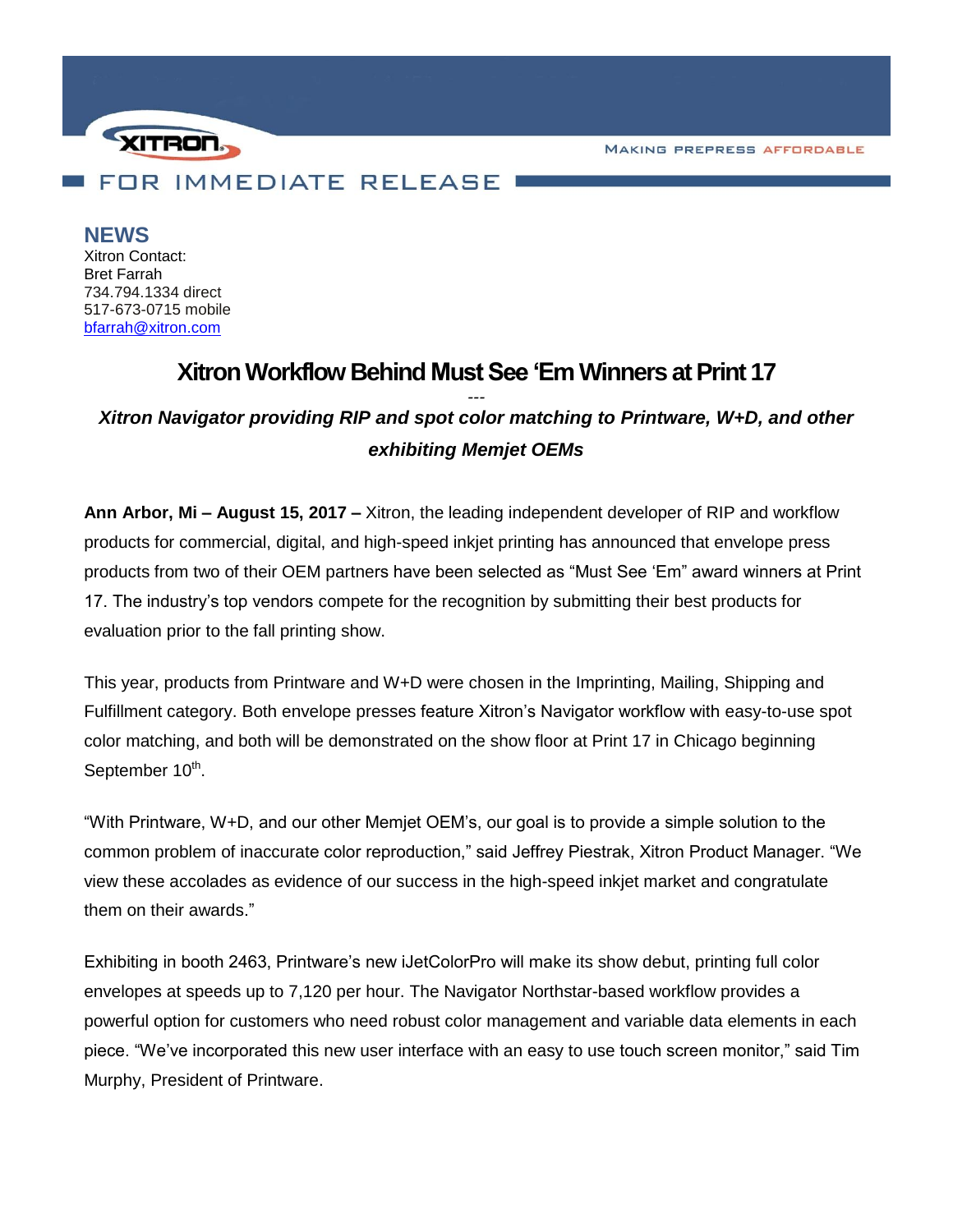XITRON

MAKING PREPRESS AFFORDABLE

FOR IMMEDIATE RELEASE

**NEWS**
Xitron Contact:
Bret Farrah
734.794.1334 direct
517-673-0715 mobile
bfarrah@xitron.com

# Xitron Workflow Behind Must See 'Em Winners at Print 17

---

***Xitron Navigator providing RIP and spot color matching to Printware, W+D, and other exhibiting Memjet OEMs***

**Ann Arbor, Mi – August 15, 2017 –** Xitron, the leading independent developer of RIP and workflow products for commercial, digital, and high-speed inkjet printing has announced that envelope press products from two of their OEM partners have been selected as "Must See 'Em" award winners at Print 17. The industry's top vendors compete for the recognition by submitting their best products for evaluation prior to the fall printing show.

This year, products from Printware and W+D were chosen in the Imprinting, Mailing, Shipping and Fulfillment category. Both envelope presses feature Xitron's Navigator workflow with easy-to-use spot color matching, and both will be demonstrated on the show floor at Print 17 in Chicago beginning September 10th.

"With Printware, W+D, and our other Memjet OEM's, our goal is to provide a simple solution to the common problem of inaccurate color reproduction," said Jeffrey Piestrak, Xitron Product Manager. "We view these accolades as evidence of our success in the high-speed inkjet market and congratulate them on their awards."

Exhibiting in booth 2463, Printware's new iJetColorPro will make its show debut, printing full color envelopes at speeds up to 7,120 per hour. The Navigator Northstar-based workflow provides a powerful option for customers who need robust color management and variable data elements in each piece. "We've incorporated this new user interface with an easy to use touch screen monitor," said Tim Murphy, President of Printware.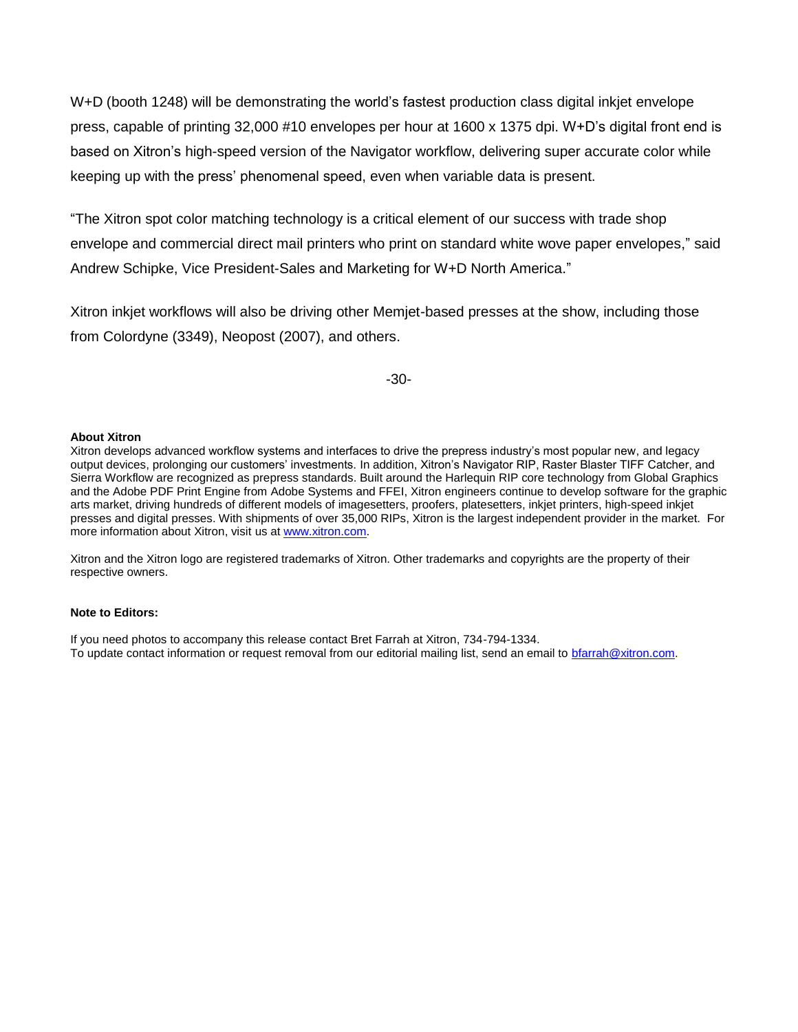W+D (booth 1248) will be demonstrating the world's fastest production class digital inkjet envelope press, capable of printing 32,000 #10 envelopes per hour at 1600 x 1375 dpi. W+D's digital front end is based on Xitron's high-speed version of the Navigator workflow, delivering super accurate color while keeping up with the press' phenomenal speed, even when variable data is present.

"The Xitron spot color matching technology is a critical element of our success with trade shop envelope and commercial direct mail printers who print on standard white wove paper envelopes," said Andrew Schipke, Vice President-Sales and Marketing for W+D North America."

Xitron inkjet workflows will also be driving other Memjet-based presses at the show, including those from Colordyne (3349), Neopost (2007), and others.

-30-

**About Xitron**

Xitron develops advanced workflow systems and interfaces to drive the prepress industry's most popular new, and legacy output devices, prolonging our customers' investments. In addition, Xitron's Navigator RIP, Raster Blaster TIFF Catcher, and Sierra Workflow are recognized as prepress standards. Built around the Harlequin RIP core technology from Global Graphics and the Adobe PDF Print Engine from Adobe Systems and FFEI, Xitron engineers continue to develop software for the graphic arts market, driving hundreds of different models of imagesetters, proofers, platesetters, inkjet printers, high-speed inkjet presses and digital presses. With shipments of over 35,000 RIPs, Xitron is the largest independent provider in the market. For more information about Xitron, visit us at www.xitron.com.

Xitron and the Xitron logo are registered trademarks of Xitron. Other trademarks and copyrights are the property of their respective owners.

**Note to Editors:**

If you need photos to accompany this release contact Bret Farrah at Xitron, 734-794-1334.
To update contact information or request removal from our editorial mailing list, send an email to bfarrah@xitron.com.